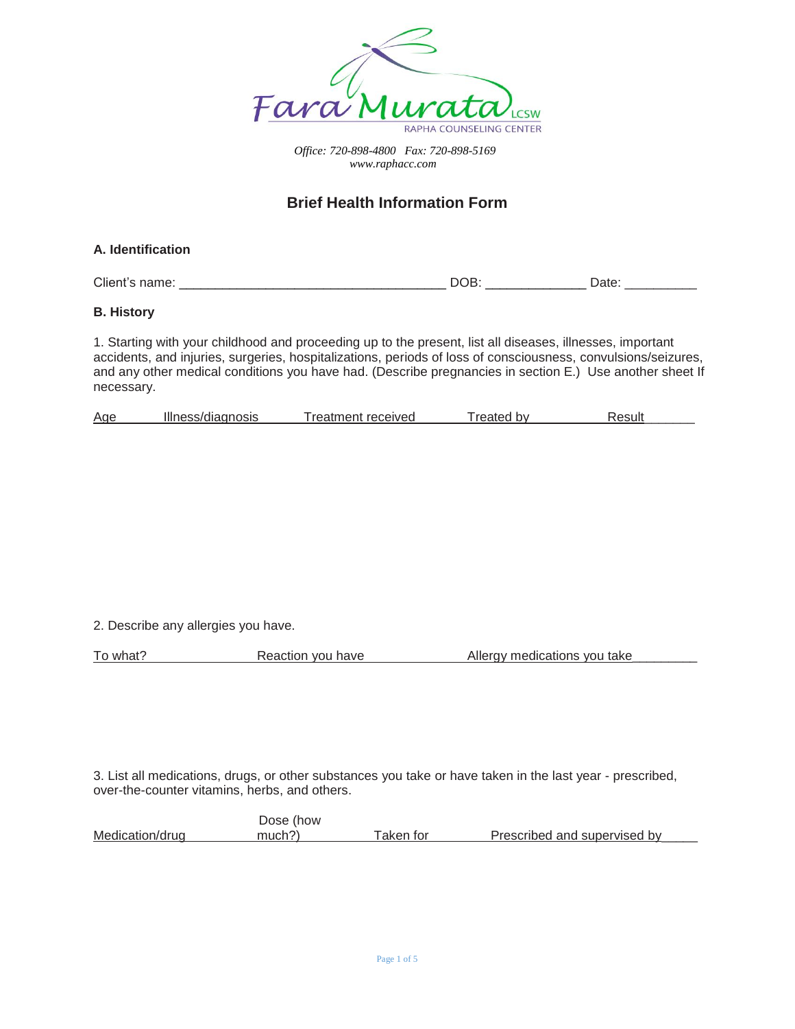Fara Murata LCSW

RAPHA COUNSELING CENTER

*Office: 720-898-4800 Fax: 720-898-5169*
*www.raphacc.com*

## Brief Health Information Form

### A. Identification

Client's name: ____________________________________ DOB: _____________ Date: __________

### B. History

1. Starting with your childhood and proceeding up to the present, list all diseases, illnesses, important accidents, and injuries, surgeries, hospitalizations, periods of loss of consciousness, convulsions/seizures, and any other medical conditions you have had. (Describe pregnancies in section E.) Use another sheet If necessary.

| Age | Illness/diagnosis | Treatment received | Treated by | Result |
|---|---|---|---|---|
| | | | | |

2. Describe any allergies you have.

| To what? | Reaction you have | Allergy medications you take |
|---|---|---|
| | | |

3. List all medications, drugs, or other substances you take or have taken in the last year - prescribed, over-the-counter vitamins, herbs, and others.

| Medication/drug | Dose (how much?) | Taken for | Prescribed and supervised by |
|---|---|---|---|
| | | | |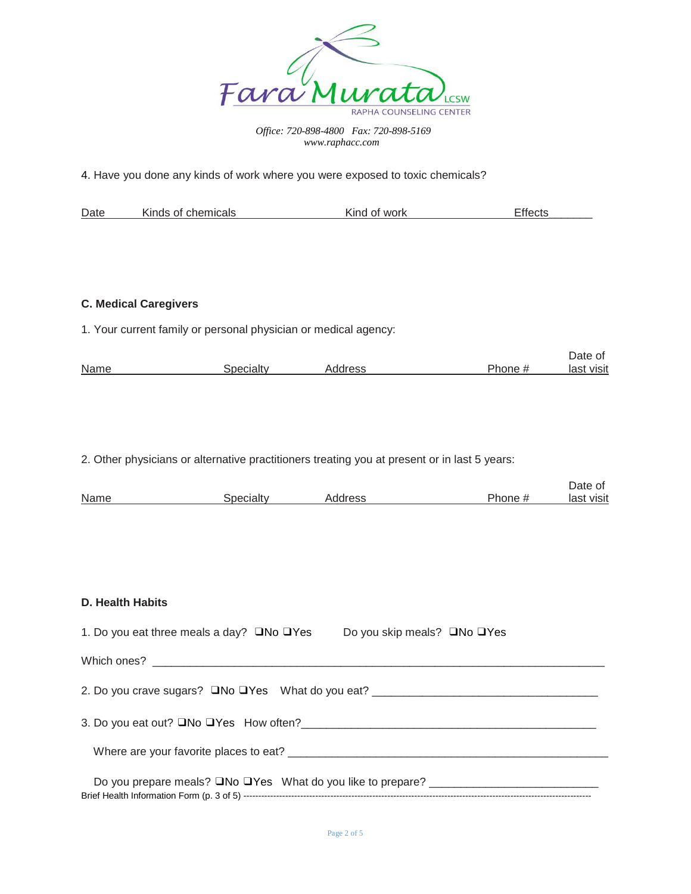Fara Murata LCSW
RAPHA COUNSELING CENTER

*Office: 720-898-4800 Fax: 720-898-5169*
*www.raphacc.com*

4. Have you done any kinds of work where you were exposed to toxic chemicals?

| Date | Kinds of chemicals | Kind of work | Effects |
|---|---|---|---|
| | | | |

### C. Medical Caregivers

1. Your current family or personal physician or medical agency:

| Name | Specialty | Address | Phone # | Date of last visit |
|---|---|---|---|---|
| | | | | |

2. Other physicians or alternative practitioners treating you at present or in last 5 years:

| Name | Specialty | Address | Phone # | Date of last visit |
|---|---|---|---|---|
| | | | | |

### D. Health Habits

1. Do you eat three meals a day? ❑No ❑Yes Do you skip meals? ❑No ❑Yes

Which ones? ____________________________________________________________________

2. Do you crave sugars? ❑No ❑Yes What do you eat? ________________________________

3. Do you eat out? ❑No ❑Yes How often?_____________________________________________

Where are your favorite places to eat? _______________________________________________

Do you prepare meals? ❑No ❑Yes What do you like to prepare? __________________________

Brief Health Information Form (p. 3 of 5) ----------------------------------------------------------------------------------------------------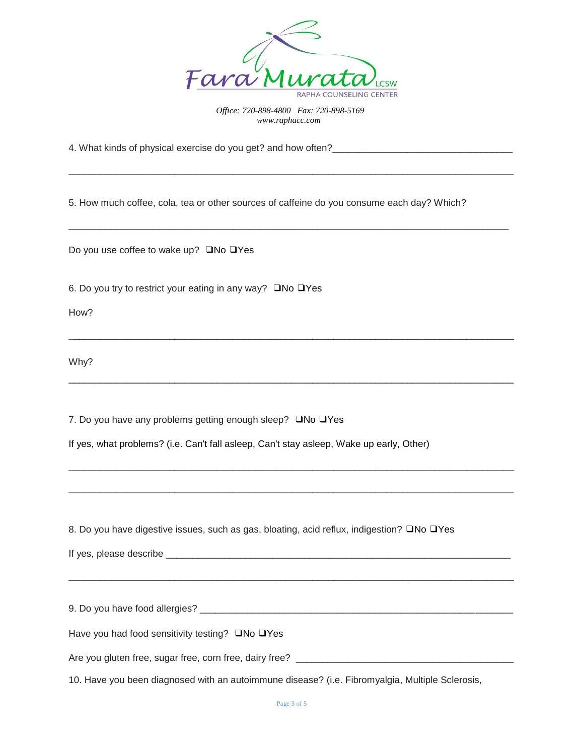Fara Murata LCSW
RAPHA COUNSELING CENTER

*Office: 720-898-4800 Fax: 720-898-5169*
*www.raphacc.com*

4. What kinds of physical exercise do you get? and how often?____________________________________

___________________________________________________________________________________

5. How much coffee, cola, tea or other sources of caffeine do you consume each day? Which?

___________________________________________________________________________________

Do you use coffee to wake up? ❑No ❑Yes

6. Do you try to restrict your eating in any way? ❑No ❑Yes

How?

___________________________________________________________________________________

Why?

___________________________________________________________________________________

7. Do you have any problems getting enough sleep? ❑No ❑Yes

If yes, what problems? (i.e. Can't fall asleep, Can't stay asleep, Wake up early, Other)

___________________________________________________________________________________

___________________________________________________________________________________

8. Do you have digestive issues, such as gas, bloating, acid reflux, indigestion? ❑No ❑Yes

If yes, please describe ______________________________________________________________

___________________________________________________________________________________

9. Do you have food allergies? _________________________________________________________

Have you had food sensitivity testing? ❑No ❑Yes

Are you gluten free, sugar free, corn free, dairy free? _______________________________________

10. Have you been diagnosed with an autoimmune disease? (i.e. Fibromyalgia, Multiple Sclerosis,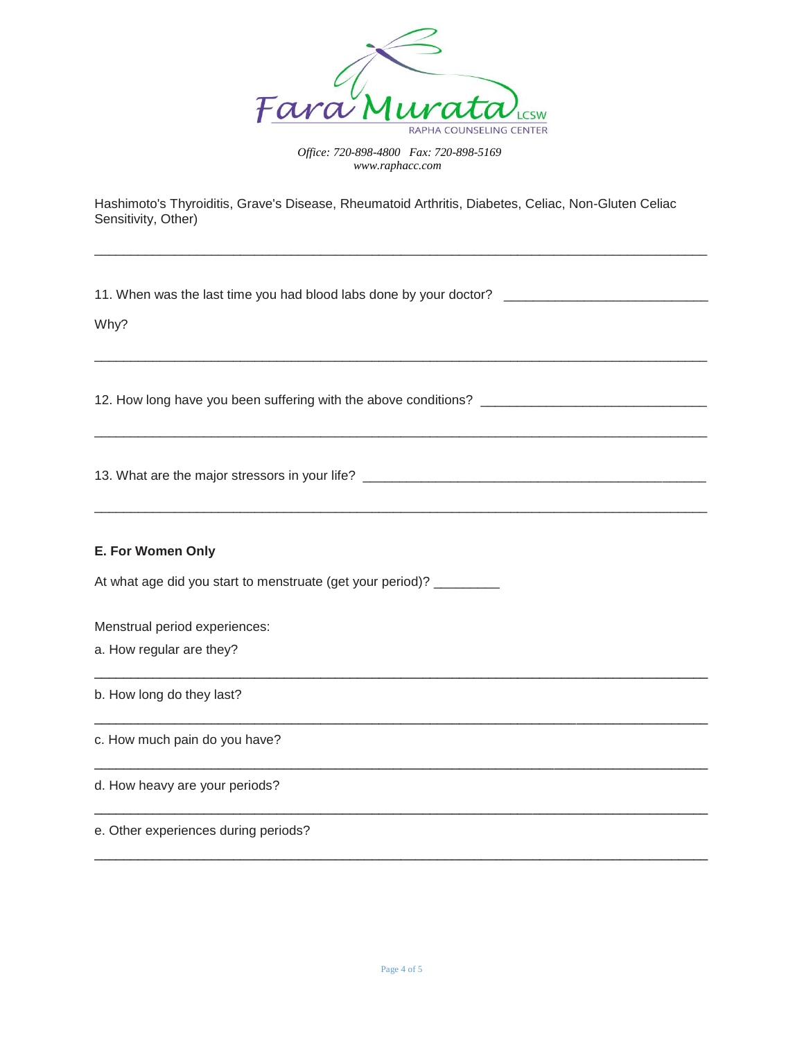Hashimoto's Thyroiditis, Grave's Disease, Rheumatoid Arthritis, Diabetes, Celiac, Non-Gluten Celiac Sensitivity, Other)

______________________________________________________________________________

11. When was the last time you had blood labs done by your doctor? ___________________________

Why?

______________________________________________________________________________

12. How long have you been suffering with the above conditions? ______________________________

______________________________________________________________________________

13. What are the major stressors in your life? _____________________________________________

______________________________________________________________________________

**E. For Women Only**

At what age did you start to menstruate (get your period)? _________

Menstrual period experiences:

a. How regular are they?

______________________________________________________________________________

b. How long do they last?

______________________________________________________________________________

c. How much pain do you have?

______________________________________________________________________________

d. How heavy are your periods?

______________________________________________________________________________

e. Other experiences during periods?

______________________________________________________________________________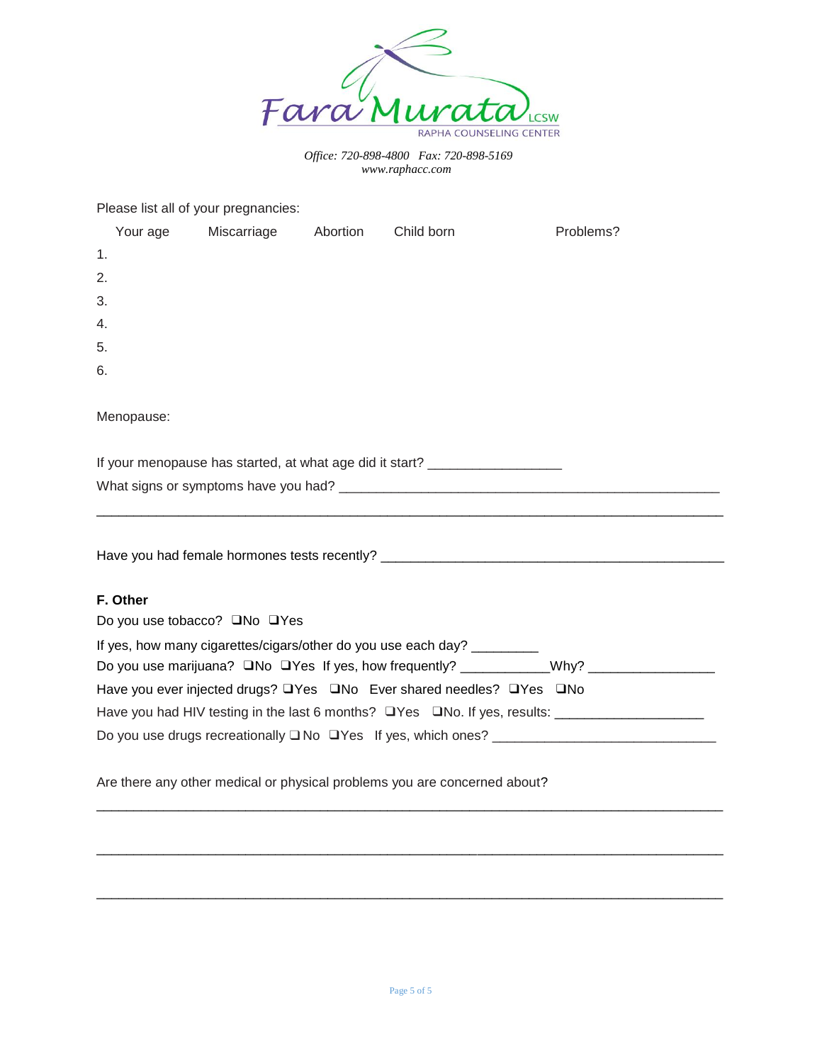Fara Murata LCSW
RAPHA COUNSELING CENTER

*Office: 720-898-4800 Fax: 720-898-5169*
*www.raphacc.com*

Please list all of your pregnancies:

| | Your age | Miscarriage | Abortion | Child born | Problems? |
|---|---|---|---|---|---|
| 1. | | | | | |
| 2. | | | | | |
| 3. | | | | | |
| 4. | | | | | |
| 5. | | | | | |
| 6. | | | | | |

Menopause:

If your menopause has started, at what age did it start? __________________

What signs or symptoms have you had? ____________________________________________________

______________________________________________________________________________

Have you had female hormones tests recently? ____________________________________________

**F. Other**

Do you use tobacco? ❑No ❑Yes

If yes, how many cigarettes/cigars/other do you use each day? _________

Do you use marijuana? ❑No ❑Yes If yes, how frequently? ____________Why? _________________

Have you ever injected drugs? ❑Yes ❑No Ever shared needles? ❑Yes ❑No

Have you had HIV testing in the last 6 months? ❑Yes ❑No. If yes, results: ____________________

Do you use drugs recreationally ❑ No ❑Yes If yes, which ones? ______________________________

Are there any other medical or physical problems you are concerned about?

______________________________________________________________________________

______________________________________________________________________________

______________________________________________________________________________